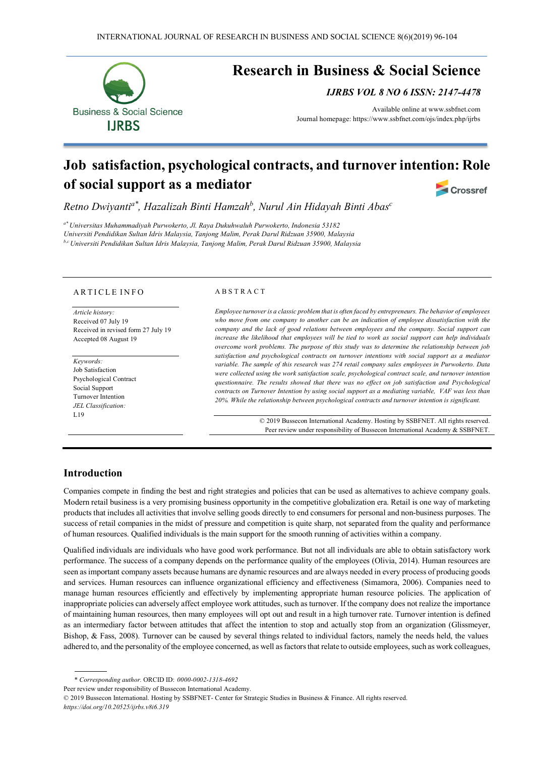# Job satisfaction, psychological contracts, and turnover intention: Role of social support as a mediator

*Retno Dwiyanti[a*], Hazalizah Binti Hamzah[b], Nurul Ain Hidayah Binti Abas[c]*

[a*] *Universitas Muhammadiyah Purwokerto, Jl. Raya Dukuhwaluh Purwokerto, Indonesia 53182*
*Universiti Pendidikan Sultan Idris Malaysia, Tanjong Malim, Perak Darul Ridzuan 35900, Malaysia*
[b,c] *Universiti Pendidikan Sultan Idris Malaysia, Tanjong Malim, Perak Darul Ridzuan 35900, Malaysia*

## ARTICLE INFO

*Article history:*
Received 07 July 19
Received in revised form 27 July 19
Accepted 08 August 19

*Keywords:*
Job Satisfaction
Psychological Contract
Social Support
Turnover Intention
*JEL Classification:*
L19

## ABSTRACT

*Employee turnover is a classic problem that is often faced by entrepreneurs. The behavior of employees who move from one company to another can be an indication of employee dissatisfaction with the company and the lack of good relations between employees and the company. Social support can increase the likelihood that employees will be tied to work as social support can help individuals overcome work problems. The purpose of this study was to determine the relationship between job satisfaction and psychological contracts on turnover intentions with social support as a mediator variable. The sample of this research was 274 retail company sales employees in Purwokerto. Data were collected using the work satisfaction scale, psychological contract scale, and turnover intention questionnaire. The results showed that there was no effect on job satisfaction and Psychological contracts on Turnover Intention by using social support as a mediating variable, VAF was less than 20%. While the relationship between psychological contracts and turnover intention is significant.*

© 2019 Bussecon International Academy. Hosting by SSBFNET. All rights reserved.
Peer review under responsibility of Bussecon International Academy & SSBFNET.

## Introduction

Companies compete in finding the best and right strategies and policies that can be used as alternatives to achieve company goals. Modern retail business is a very promising business opportunity in the competitive globalization era. Retail is one way of marketing products that includes all activities that involve selling goods directly to end consumers for personal and non-business purposes. The success of retail companies in the midst of pressure and competition is quite sharp, not separated from the quality and performance of human resources. Qualified individuals is the main support for the smooth running of activities within a company.

Qualified individuals are individuals who have good work performance. But not all individuals are able to obtain satisfactory work performance. The success of a company depends on the performance quality of the employees (Olivia, 2014). Human resources are seen as important company assets because humans are dynamic resources and are always needed in every process of producing goods and services. Human resources can influence organizational efficiency and effectiveness (Simamora, 2006). Companies need to manage human resources efficiently and effectively by implementing appropriate human resource policies. The application of inappropriate policies can adversely affect employee work attitudes, such as turnover. If the company does not realize the importance of maintaining human resources, then many employees will opt out and result in a high turnover rate. Turnover intention is defined as an intermediary factor between attitudes that affect the intention to stop and actually stop from an organization (Glissmeyer, Bishop, & Fass, 2008). Turnover can be caused by several things related to individual factors, namely the needs held, the values adhered to, and the personality of the employee concerned, as well as factors that relate to outside employees, such as work colleagues,

\* *Corresponding author.* ORCID ID: *0000-0002-1318-4692*
Peer review under responsibility of Bussecon International Academy.
© 2019 Bussecon International. Hosting by SSBFNET- Center for Strategic Studies in Business & Finance. All rights reserved.
*https://doi.org/10.20525/ijrbs.v8i6.319*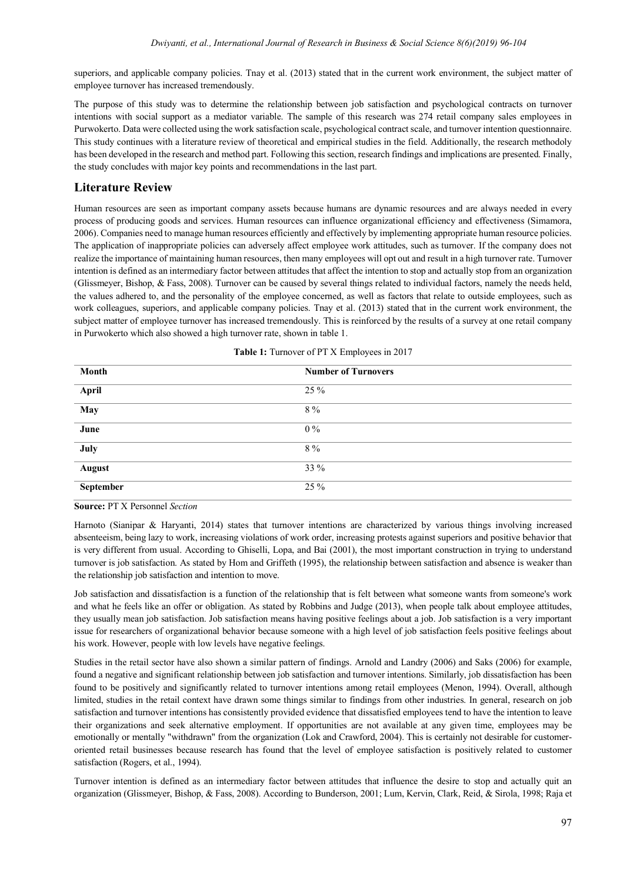superiors, and applicable company policies. Tnay et al. (2013) stated that in the current work environment, the subject matter of employee turnover has increased tremendously.

The purpose of this study was to determine the relationship between job satisfaction and psychological contracts on turnover intentions with social support as a mediator variable. The sample of this research was 274 retail company sales employees in Purwokerto. Data were collected using the work satisfaction scale, psychological contract scale, and turnover intention questionnaire. This study continues with a literature review of theoretical and empirical studies in the field. Additionally, the research methodoly has been developed in the research and method part. Following this section, research findings and implications are presented. Finally, the study concludes with major key points and recommendations in the last part.

## Literature Review

Human resources are seen as important company assets because humans are dynamic resources and are always needed in every process of producing goods and services. Human resources can influence organizational efficiency and effectiveness (Simamora, 2006). Companies need to manage human resources efficiently and effectively by implementing appropriate human resource policies. The application of inappropriate policies can adversely affect employee work attitudes, such as turnover. If the company does not realize the importance of maintaining human resources, then many employees will opt out and result in a high turnover rate. Turnover intention is defined as an intermediary factor between attitudes that affect the intention to stop and actually stop from an organization (Glissmeyer, Bishop, & Fass, 2008). Turnover can be caused by several things related to individual factors, namely the needs held, the values adhered to, and the personality of the employee concerned, as well as factors that relate to outside employees, such as work colleagues, superiors, and applicable company policies. Tnay et al. (2013) stated that in the current work environment, the subject matter of employee turnover has increased tremendously. This is reinforced by the results of a survey at one retail company in Purwokerto which also showed a high turnover rate, shown in table 1.

**Table 1:** Turnover of PT X Employees in 2017

| Month | Number of Turnovers |
|---|---|
| **April** | 25 % |
| **May** | 8 % |
| **June** | 0 % |
| **July** | 8 % |
| **August** | 33 % |
| **September** | 25 % |

**Source:** PT X Personnel *Section*

Harnoto (Sianipar & Haryanti, 2014) states that turnover intentions are characterized by various things involving increased absenteeism, being lazy to work, increasing violations of work order, increasing protests against superiors and positive behavior that is very different from usual. According to Ghiselli, Lopa, and Bai (2001), the most important construction in trying to understand turnover is job satisfaction. As stated by Hom and Griffeth (1995), the relationship between satisfaction and absence is weaker than the relationship job satisfaction and intention to move.

Job satisfaction and dissatisfaction is a function of the relationship that is felt between what someone wants from someone's work and what he feels like an offer or obligation. As stated by Robbins and Judge (2013), when people talk about employee attitudes, they usually mean job satisfaction. Job satisfaction means having positive feelings about a job. Job satisfaction is a very important issue for researchers of organizational behavior because someone with a high level of job satisfaction feels positive feelings about his work. However, people with low levels have negative feelings.

Studies in the retail sector have also shown a similar pattern of findings. Arnold and Landry (2006) and Saks (2006) for example, found a negative and significant relationship between job satisfaction and turnover intentions. Similarly, job dissatisfaction has been found to be positively and significantly related to turnover intentions among retail employees (Menon, 1994). Overall, although limited, studies in the retail context have drawn some things similar to findings from other industries. In general, research on job satisfaction and turnover intentions has consistently provided evidence that dissatisfied employees tend to have the intention to leave their organizations and seek alternative employment. If opportunities are not available at any given time, employees may be emotionally or mentally "withdrawn" from the organization (Lok and Crawford, 2004). This is certainly not desirable for customer-oriented retail businesses because research has found that the level of employee satisfaction is positively related to customer satisfaction (Rogers, et al., 1994).

Turnover intention is defined as an intermediary factor between attitudes that influence the desire to stop and actually quit an organization (Glissmeyer, Bishop, & Fass, 2008). According to Bunderson, 2001; Lum, Kervin, Clark, Reid, & Sirola, 1998; Raja et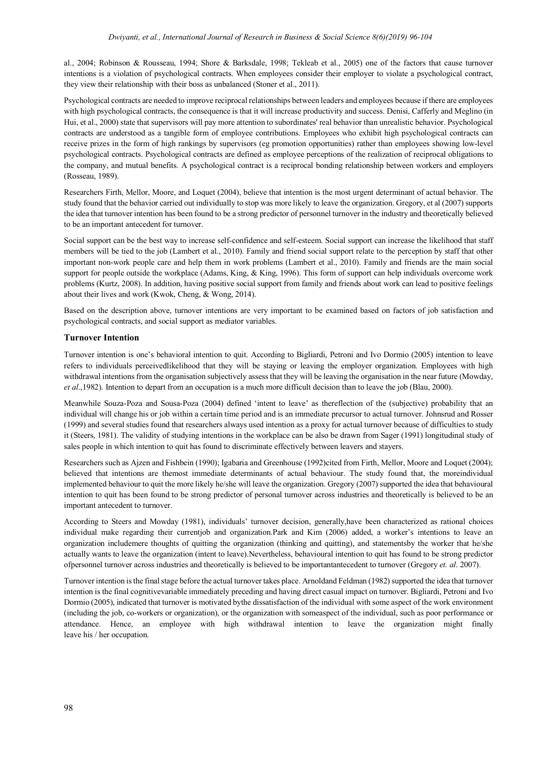al., 2004; Robinson & Rousseau, 1994; Shore & Barksdale, 1998; Tekleab et al., 2005) one of the factors that cause turnover intentions is a violation of psychological contracts. When employees consider their employer to violate a psychological contract, they view their relationship with their boss as unbalanced (Stoner et al., 2011).

Psychological contracts are needed to improve reciprocal relationships between leaders and employees because if there are employees with high psychological contracts, the consequence is that it will increase productivity and success. Denisi, Cafferly and Meglino (in Hui, et al., 2000) state that supervisors will pay more attention to subordinates' real behavior than unrealistic behavior. Psychological contracts are understood as a tangible form of employee contributions. Employees who exhibit high psychological contracts can receive prizes in the form of high rankings by supervisors (eg promotion opportunities) rather than employees showing low-level psychological contracts. Psychological contracts are defined as employee perceptions of the realization of reciprocal obligations to the company, and mutual benefits. A psychological contract is a reciprocal bonding relationship between workers and employers (Rosseau, 1989).

Researchers Firth, Mellor, Moore, and Loquet (2004), believe that intention is the most urgent determinant of actual behavior. The study found that the behavior carried out individually to stop was more likely to leave the organization. Gregory, et al (2007) supports the idea that turnover intention has been found to be a strong predictor of personnel turnover in the industry and theoretically believed to be an important antecedent for turnover.

Social support can be the best way to increase self-confidence and self-esteem. Social support can increase the likelihood that staff members will be tied to the job (Lambert et al., 2010). Family and friend social support relate to the perception by staff that other important non-work people care and help them in work problems (Lambert et al., 2010). Family and friends are the main social support for people outside the workplace (Adams, King, & King, 1996). This form of support can help individuals overcome work problems (Kurtz, 2008). In addition, having positive social support from family and friends about work can lead to positive feelings about their lives and work (Kwok, Cheng, & Wong, 2014).

Based on the description above, turnover intentions are very important to be examined based on factors of job satisfaction and psychological contracts, and social support as mediator variables.

### Turnover Intention

Turnover intention is one's behavioral intention to quit. According to Bigliardi, Petroni and Ivo Dormio (2005) intention to leave refers to individuals perceivedlikelihood that they will be staying or leaving the employer organization. Employees with high withdrawal intentions from the organisation subjectively assess that they will be leaving the organisation in the near future (Mowday, *et al*.,1982). Intention to depart from an occupation is a much more difficult decision than to leave the job (Blau, 2000).

Meanwhile Souza-Poza and Sousa-Poza (2004) defined 'intent to leave' as thereflection of the (subjective) probability that an individual will change his or job within a certain time period and is an immediate precursor to actual turnover. Johnsrud and Rosser (1999) and several studies found that researchers always used intention as a proxy for actual turnover because of difficulties to study it (Steers, 1981). The validity of studying intentions in the workplace can be also be drawn from Sager (1991) longitudinal study of sales people in which intention to quit has found to discriminate effectively between leavers and stayers.

Researchers such as Ajzen and Fishbein (1990); Igabaria and Greenhouse (1992)cited from Firth, Mellor, Moore and Loquet (2004); believed that intentions are themost immediate determinants of actual behaviour. The study found that, the moreindividual implemented behaviour to quit the more likely he/she will leave the organization. Gregory (2007) supported the idea that behavioural intention to quit has been found to be strong predictor of personal turnover across industries and theoretically is believed to be an important antecedent to turnover.

According to Steers and Mowday (1981), individuals' turnover decision, generally,have been characterized as rational choices individual make regarding their currentjob and organization.Park and Kim (2006) added, a worker's intentions to leave an organization includemere thoughts of quitting the organization (thinking and quitting), and statementsby the worker that he/she actually wants to leave the organization (intent to leave).Nevertheless, behavioural intention to quit has found to be strong predictor ofpersonnel turnover across industries and theoretically is believed to be importantantecedent to turnover (Gregory *et. al*. 2007).

Turnover intention is the final stage before the actual turnover takes place. Arnoldand Feldman (1982) supported the idea that turnover intention is the final cognitivevariable immediately preceding and having direct casual impact on turnover. Bigliardi, Petroni and Ivo Dormio (2005), indicated that turnover is motivated bythe dissatisfaction of the individual with some aspect of the work environment (including the job, co-workers or organization), or the organization with someaspect of the individual, such as poor performance or attendance. Hence, an employee with high withdrawal intention to leave the organization might finally leave his / her occupation.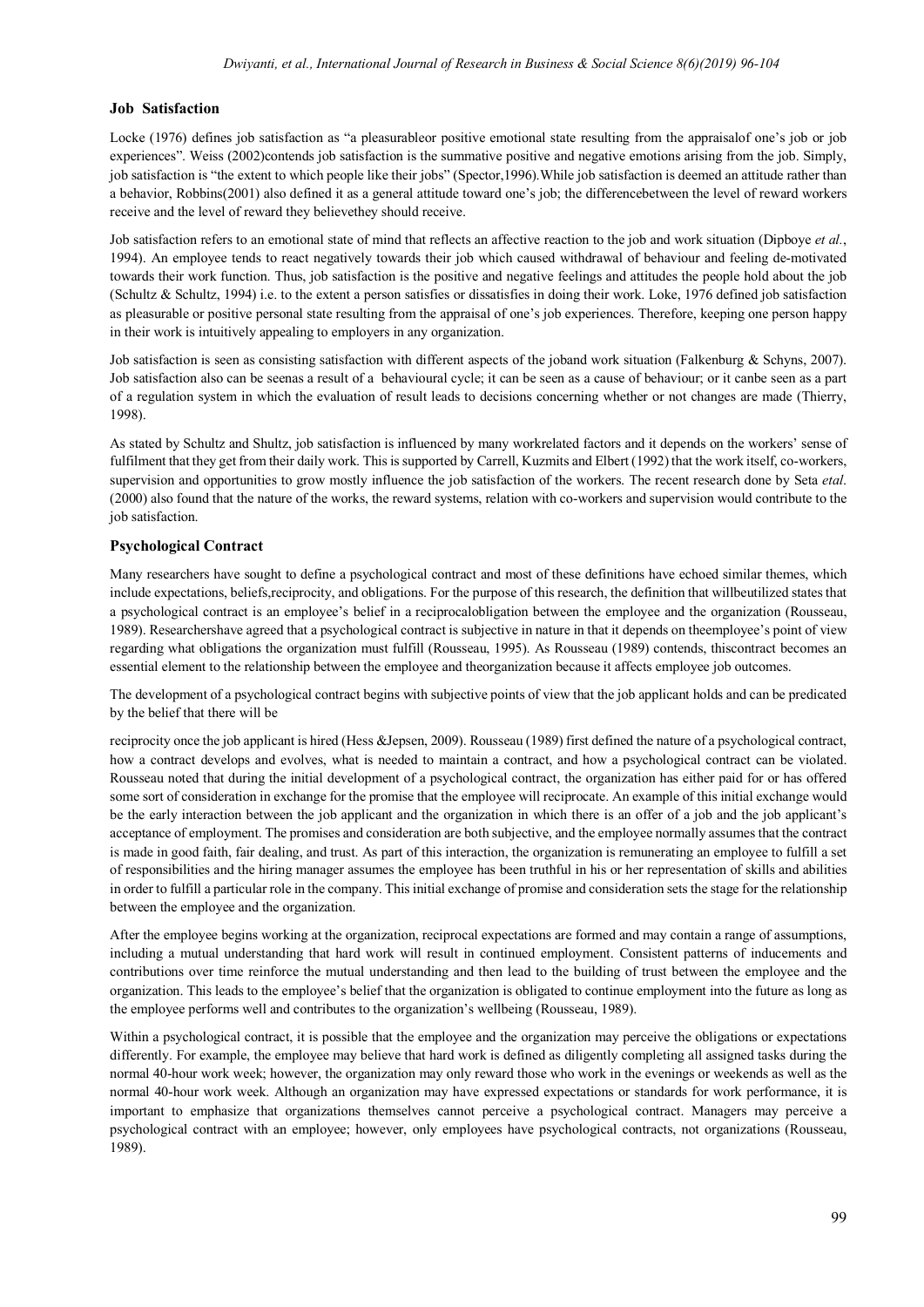### Job Satisfaction

Locke (1976) defines job satisfaction as "a pleasurableor positive emotional state resulting from the appraisalof one's job or job experiences". Weiss (2002)contends job satisfaction is the summative positive and negative emotions arising from the job. Simply, job satisfaction is "the extent to which people like their jobs" (Spector,1996).While job satisfaction is deemed an attitude rather than a behavior, Robbins(2001) also defined it as a general attitude toward one's job; the differencebetween the level of reward workers receive and the level of reward they believethey should receive.

Job satisfaction refers to an emotional state of mind that reflects an affective reaction to the job and work situation (Dipboye *et al.*, 1994). An employee tends to react negatively towards their job which caused withdrawal of behaviour and feeling de-motivated towards their work function. Thus, job satisfaction is the positive and negative feelings and attitudes the people hold about the job (Schultz & Schultz, 1994) i.e. to the extent a person satisfies or dissatisfies in doing their work. Loke, 1976 defined job satisfaction as pleasurable or positive personal state resulting from the appraisal of one's job experiences. Therefore, keeping one person happy in their work is intuitively appealing to employers in any organization.

Job satisfaction is seen as consisting satisfaction with different aspects of the joband work situation (Falkenburg & Schyns, 2007). Job satisfaction also can be seenas a result of a behavioural cycle; it can be seen as a cause of behaviour; or it canbe seen as a part of a regulation system in which the evaluation of result leads to decisions concerning whether or not changes are made (Thierry, 1998).

As stated by Schultz and Shultz, job satisfaction is influenced by many workrelated factors and it depends on the workers' sense of fulfilment that they get from their daily work. This is supported by Carrell, Kuzmits and Elbert (1992) that the work itself, co-workers, supervision and opportunities to grow mostly influence the job satisfaction of the workers. The recent research done by Seta *etal*. (2000) also found that the nature of the works, the reward systems, relation with co-workers and supervision would contribute to the job satisfaction.

### Psychological Contract

Many researchers have sought to define a psychological contract and most of these definitions have echoed similar themes, which include expectations, beliefs,reciprocity, and obligations. For the purpose of this research, the definition that willbeutilized states that a psychological contract is an employee's belief in a reciprocalobligation between the employee and the organization (Rousseau, 1989). Researchershave agreed that a psychological contract is subjective in nature in that it depends on theemployee's point of view regarding what obligations the organization must fulfill (Rousseau, 1995). As Rousseau (1989) contends, thiscontract becomes an essential element to the relationship between the employee and theorganization because it affects employee job outcomes.

The development of a psychological contract begins with subjective points of view that the job applicant holds and can be predicated by the belief that there will be reciprocity once the job applicant is hired (Hess &Jepsen, 2009). Rousseau (1989) first defined the nature of a psychological contract, how a contract develops and evolves, what is needed to maintain a contract, and how a psychological contract can be violated. Rousseau noted that during the initial development of a psychological contract, the organization has either paid for or has offered some sort of consideration in exchange for the promise that the employee will reciprocate. An example of this initial exchange would be the early interaction between the job applicant and the organization in which there is an offer of a job and the job applicant's acceptance of employment. The promises and consideration are both subjective, and the employee normally assumes that the contract is made in good faith, fair dealing, and trust. As part of this interaction, the organization is remunerating an employee to fulfill a set of responsibilities and the hiring manager assumes the employee has been truthful in his or her representation of skills and abilities in order to fulfill a particular role in the company. This initial exchange of promise and consideration sets the stage for the relationship between the employee and the organization.

After the employee begins working at the organization, reciprocal expectations are formed and may contain a range of assumptions, including a mutual understanding that hard work will result in continued employment. Consistent patterns of inducements and contributions over time reinforce the mutual understanding and then lead to the building of trust between the employee and the organization. This leads to the employee's belief that the organization is obligated to continue employment into the future as long as the employee performs well and contributes to the organization's wellbeing (Rousseau, 1989).

Within a psychological contract, it is possible that the employee and the organization may perceive the obligations or expectations differently. For example, the employee may believe that hard work is defined as diligently completing all assigned tasks during the normal 40-hour work week; however, the organization may only reward those who work in the evenings or weekends as well as the normal 40-hour work week. Although an organization may have expressed expectations or standards for work performance, it is important to emphasize that organizations themselves cannot perceive a psychological contract. Managers may perceive a psychological contract with an employee; however, only employees have psychological contracts, not organizations (Rousseau, 1989).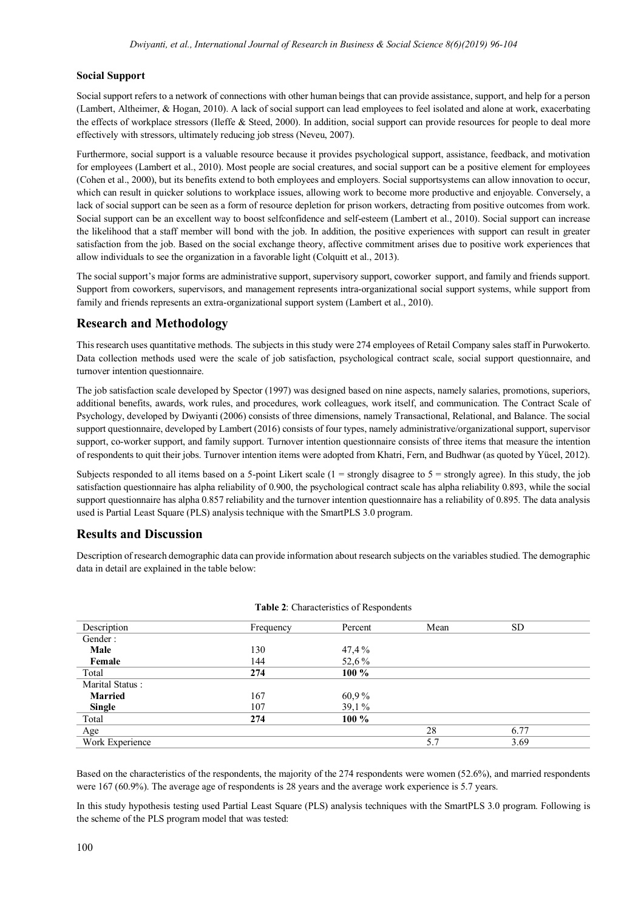### Social Support

Social support refers to a network of connections with other human beings that can provide assistance, support, and help for a person (Lambert, Altheimer, & Hogan, 2010). A lack of social support can lead employees to feel isolated and alone at work, exacerbating the effects of workplace stressors (Ileffe & Steed, 2000). In addition, social support can provide resources for people to deal more effectively with stressors, ultimately reducing job stress (Neveu, 2007).

Furthermore, social support is a valuable resource because it provides psychological support, assistance, feedback, and motivation for employees (Lambert et al., 2010). Most people are social creatures, and social support can be a positive element for employees (Cohen et al., 2000), but its benefits extend to both employees and employers. Social supportsystems can allow innovation to occur, which can result in quicker solutions to workplace issues, allowing work to become more productive and enjoyable. Conversely, a lack of social support can be seen as a form of resource depletion for prison workers, detracting from positive outcomes from work. Social support can be an excellent way to boost selfconfidence and self-esteem (Lambert et al., 2010). Social support can increase the likelihood that a staff member will bond with the job. In addition, the positive experiences with support can result in greater satisfaction from the job. Based on the social exchange theory, affective commitment arises due to positive work experiences that allow individuals to see the organization in a favorable light (Colquitt et al., 2013).

The social support's major forms are administrative support, supervisory support, coworker support, and family and friends support. Support from coworkers, supervisors, and management represents intra-organizational social support systems, while support from family and friends represents an extra-organizational support system (Lambert et al., 2010).

## Research and Methodology

This research uses quantitative methods. The subjects in this study were 274 employees of Retail Company sales staff in Purwokerto. Data collection methods used were the scale of job satisfaction, psychological contract scale, social support questionnaire, and turnover intention questionnaire.

The job satisfaction scale developed by Spector (1997) was designed based on nine aspects, namely salaries, promotions, superiors, additional benefits, awards, work rules, and procedures, work colleagues, work itself, and communication. The Contract Scale of Psychology, developed by Dwiyanti (2006) consists of three dimensions, namely Transactional, Relational, and Balance. The social support questionnaire, developed by Lambert (2016) consists of four types, namely administrative/organizational support, supervisor support, co-worker support, and family support. Turnover intention questionnaire consists of three items that measure the intention of respondents to quit their jobs. Turnover intention items were adopted from Khatri, Fern, and Budhwar (as quoted by Yücel, 2012).

Subjects responded to all items based on a 5-point Likert scale (1 = strongly disagree to 5 = strongly agree). In this study, the job satisfaction questionnaire has alpha reliability of 0.900, the psychological contract scale has alpha reliability 0.893, while the social support questionnaire has alpha 0.857 reliability and the turnover intention questionnaire has a reliability of 0.895. The data analysis used is Partial Least Square (PLS) analysis technique with the SmartPLS 3.0 program.

## Results and Discussion

Description of research demographic data can provide information about research subjects on the variables studied. The demographic data in detail are explained in the table below:

**Table 2**: Characteristics of Respondents

| Description | Frequency | Percent | Mean | SD |
|---|---|---|---|---|
| Gender : | | | | |
| **Male** | 130 | 47,4 % | | |
| **Female** | 144 | 52,6 % | | |
| Total | **274** | **100 %** | | |
| Marital Status : | | | | |
| **Married** | 167 | 60,9 % | | |
| **Single** | 107 | 39,1 % | | |
| Total | **274** | **100 %** | | |
| Age | | | 28 | 6.77 |
| Work Experience | | | 5.7 | 3.69 |

Based on the characteristics of the respondents, the majority of the 274 respondents were women (52.6%), and married respondents were 167 (60.9%). The average age of respondents is 28 years and the average work experience is 5.7 years.

In this study hypothesis testing used Partial Least Square (PLS) analysis techniques with the SmartPLS 3.0 program. Following is the scheme of the PLS program model that was tested: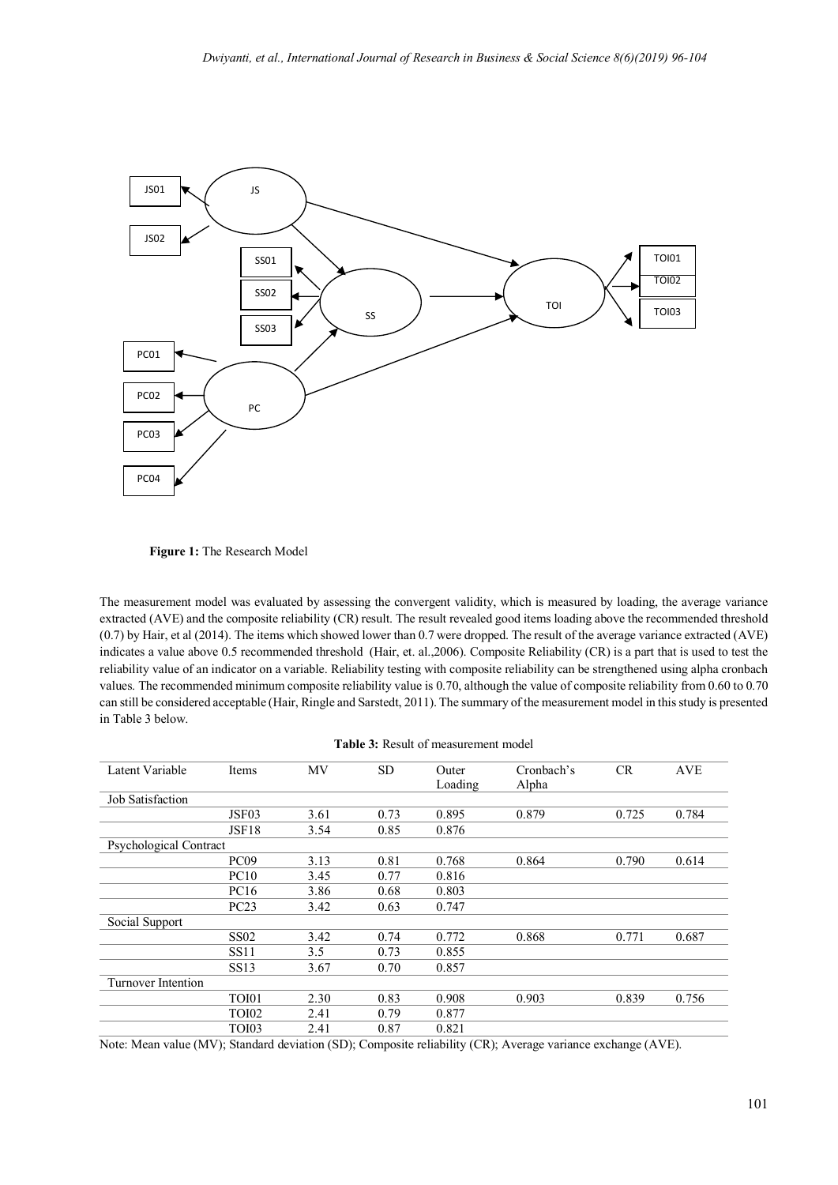JS01 JS02 JS SS01 SS02 SS03 SS PC01 PC02 PC03 PC04 PC TOI TOI01 TOI02 TOI03

**Figure 1:** The Research Model

The measurement model was evaluated by assessing the convergent validity, which is measured by loading, the average variance extracted (AVE) and the composite reliability (CR) result. The result revealed good items loading above the recommended threshold (0.7) by Hair, et al (2014). The items which showed lower than 0.7 were dropped. The result of the average variance extracted (AVE) indicates a value above 0.5 recommended threshold (Hair, et. al.,2006). Composite Reliability (CR) is a part that is used to test the reliability value of an indicator on a variable. Reliability testing with composite reliability can be strengthened using alpha cronbach values. The recommended minimum composite reliability value is 0.70, although the value of composite reliability from 0.60 to 0.70 can still be considered acceptable (Hair, Ringle and Sarstedt, 2011). The summary of the measurement model in this study is presented in Table 3 below.

**Table 3:** Result of measurement model

| Latent Variable | Items | MV | SD | Outer Loading | Cronbach's Alpha | CR | AVE |
|---|---|---|---|---|---|---|---|
| Job Satisfaction | | | | | | | |
| | JSF03 | 3.61 | 0.73 | 0.895 | 0.879 | 0.725 | 0.784 |
| | JSF18 | 3.54 | 0.85 | 0.876 | | | |
| Psychological Contract | | | | | | | |
| | PC09 | 3.13 | 0.81 | 0.768 | 0.864 | 0.790 | 0.614 |
| | PC10 | 3.45 | 0.77 | 0.816 | | | |
| | PC16 | 3.86 | 0.68 | 0.803 | | | |
| | PC23 | 3.42 | 0.63 | 0.747 | | | |
| Social Support | | | | | | | |
| | SS02 | 3.42 | 0.74 | 0.772 | 0.868 | 0.771 | 0.687 |
| | SS11 | 3.5 | 0.73 | 0.855 | | | |
| | SS13 | 3.67 | 0.70 | 0.857 | | | |
| Turnover Intention | | | | | | | |
| | TOI01 | 2.30 | 0.83 | 0.908 | 0.903 | 0.839 | 0.756 |
| | TOI02 | 2.41 | 0.79 | 0.877 | | | |
| | TOI03 | 2.41 | 0.87 | 0.821 | | | |

Note: Mean value (MV); Standard deviation (SD); Composite reliability (CR); Average variance exchange (AVE).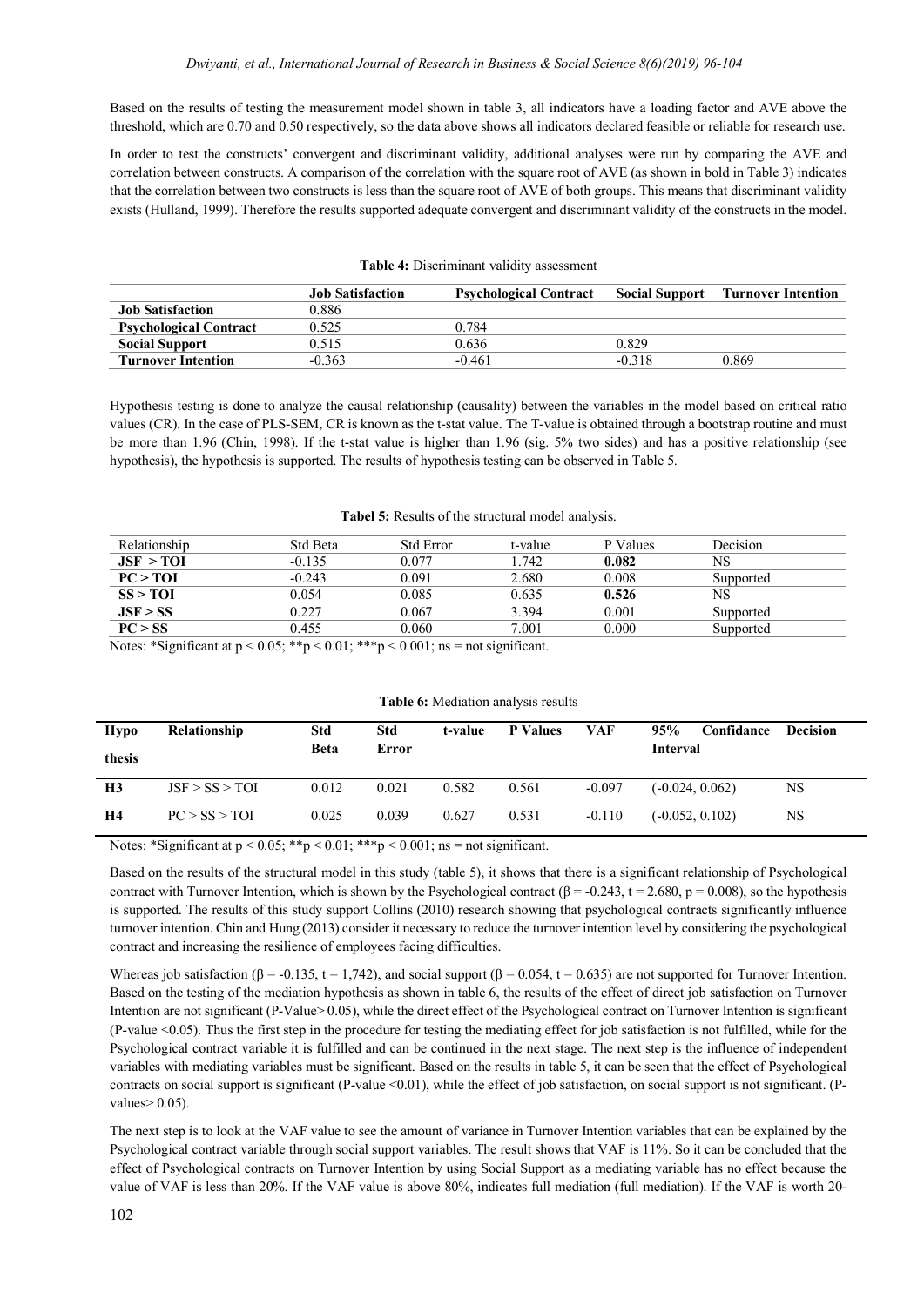Based on the results of testing the measurement model shown in table 3, all indicators have a loading factor and AVE above the threshold, which are 0.70 and 0.50 respectively, so the data above shows all indicators declared feasible or reliable for research use.

In order to test the constructs' convergent and discriminant validity, additional analyses were run by comparing the AVE and correlation between constructs. A comparison of the correlation with the square root of AVE (as shown in bold in Table 3) indicates that the correlation between two constructs is less than the square root of AVE of both groups. This means that discriminant validity exists (Hulland, 1999). Therefore the results supported adequate convergent and discriminant validity of the constructs in the model.

**Table 4:** Discriminant validity assessment

| | **Job Satisfaction** | **Psychological Contract** | **Social Support** | **Turnover Intention** |
|---|---|---|---|---|
| **Job Satisfaction** | 0.886 | | | |
| **Psychological Contract** | 0.525 | 0.784 | | |
| **Social Support** | 0.515 | 0.636 | 0.829 | |
| **Turnover Intention** | -0.363 | -0.461 | -0.318 | 0.869 |

Hypothesis testing is done to analyze the causal relationship (causality) between the variables in the model based on critical ratio values (CR). In the case of PLS-SEM, CR is known as the t-stat value. The T-value is obtained through a bootstrap routine and must be more than 1.96 (Chin, 1998). If the t-stat value is higher than 1.96 (sig. 5% two sides) and has a positive relationship (see hypothesis), the hypothesis is supported. The results of hypothesis testing can be observed in Table 5.

**Tabel 5:** Results of the structural model analysis.

| Relationship | Std Beta | Std Error | t-value | P Values | Decision |
|---|---|---|---|---|---|
| **JSF > TOI** | -0.135 | 0.077 | 1.742 | **0.082** | NS |
| **PC > TOI** | -0.243 | 0.091 | 2.680 | 0.008 | Supported |
| **SS > TOI** | 0.054 | 0.085 | 0.635 | **0.526** | NS |
| **JSF > SS** | 0.227 | 0.067 | 3.394 | 0.001 | Supported |
| **PC > SS** | 0.455 | 0.060 | 7.001 | 0.000 | Supported |

Notes: *Significant at $p < 0.05$; **$p < 0.01$; ***$p < 0.001$; ns = not significant.

**Table 6:** Mediation analysis results

| Hypothesis | Relationship | Std Beta | Std Error | t-value | P Values | VAF | 95% Confidance Interval | Decision |
|---|---|---|---|---|---|---|---|---|
| **H3** | JSF > SS > TOI | 0.012 | 0.021 | 0.582 | 0.561 | -0.097 | (-0.024, 0.062) | NS |
| **H4** | PC > SS > TOI | 0.025 | 0.039 | 0.627 | 0.531 | -0.110 | (-0.052, 0.102) | NS |

Notes: *Significant at $p < 0.05$; **$p < 0.01$; ***$p < 0.001$; ns = not significant.

Based on the results of the structural model in this study (table 5), it shows that there is a significant relationship of Psychological contract with Turnover Intention, which is shown by the Psychological contract ($\beta = -0.243$, $t = 2.680$, $p = 0.008$), so the hypothesis is supported. The results of this study support Collins (2010) research showing that psychological contracts significantly influence turnover intention. Chin and Hung (2013) consider it necessary to reduce the turnover intention level by considering the psychological contract and increasing the resilience of employees facing difficulties.

Whereas job satisfaction ($\beta = -0.135$, $t = 1{,}742$), and social support ($\beta = 0.054$, $t = 0.635$) are not supported for Turnover Intention. Based on the testing of the mediation hypothesis as shown in table 6, the results of the effect of direct job satisfaction on Turnover Intention are not significant (P-Value> 0.05), while the direct effect of the Psychological contract on Turnover Intention is significant (P-value <0.05). Thus the first step in the procedure for testing the mediating effect for job satisfaction is not fulfilled, while for the Psychological contract variable it is fulfilled and can be continued in the next stage. The next step is the influence of independent variables with mediating variables must be significant. Based on the results in table 5, it can be seen that the effect of Psychological contracts on social support is significant (P-value <0.01), while the effect of job satisfaction, on social support is not significant. (P-values> 0.05).

The next step is to look at the VAF value to see the amount of variance in Turnover Intention variables that can be explained by the Psychological contract variable through social support variables. The result shows that VAF is 11%. So it can be concluded that the effect of Psychological contracts on Turnover Intention by using Social Support as a mediating variable has no effect because the value of VAF is less than 20%. If the VAF value is above 80%, indicates full mediation (full mediation). If the VAF is worth 20-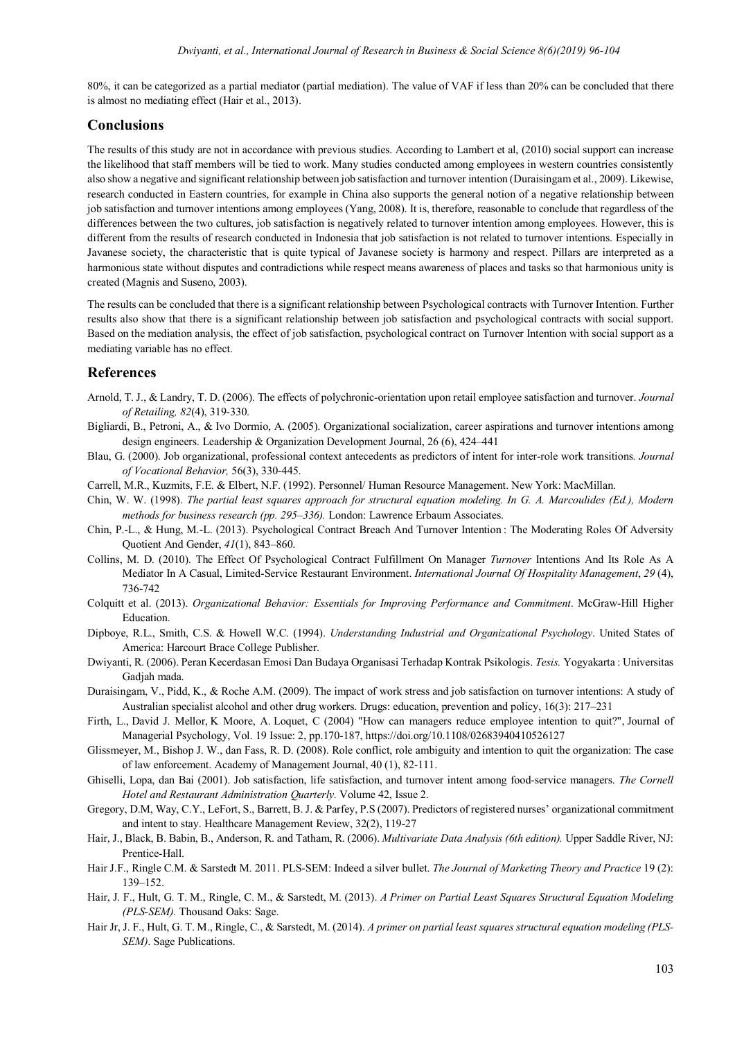80%, it can be categorized as a partial mediator (partial mediation). The value of VAF if less than 20% can be concluded that there is almost no mediating effect (Hair et al., 2013).

## Conclusions

The results of this study are not in accordance with previous studies. According to Lambert et al, (2010) social support can increase the likelihood that staff members will be tied to work. Many studies conducted among employees in western countries consistently also show a negative and significant relationship between job satisfaction and turnover intention (Duraisingam et al., 2009). Likewise, research conducted in Eastern countries, for example in China also supports the general notion of a negative relationship between job satisfaction and turnover intentions among employees (Yang, 2008). It is, therefore, reasonable to conclude that regardless of the differences between the two cultures, job satisfaction is negatively related to turnover intention among employees. However, this is different from the results of research conducted in Indonesia that job satisfaction is not related to turnover intentions. Especially in Javanese society, the characteristic that is quite typical of Javanese society is harmony and respect. Pillars are interpreted as a harmonious state without disputes and contradictions while respect means awareness of places and tasks so that harmonious unity is created (Magnis and Suseno, 2003).

The results can be concluded that there is a significant relationship between Psychological contracts with Turnover Intention. Further results also show that there is a significant relationship between job satisfaction and psychological contracts with social support. Based on the mediation analysis, the effect of job satisfaction, psychological contract on Turnover Intention with social support as a mediating variable has no effect.

## References

Arnold, T. J., & Landry, T. D. (2006). The effects of polychronic-orientation upon retail employee satisfaction and turnover. *Journal of Retailing, 82*(4), 319-330.

Bigliardi, B., Petroni, A., & Ivo Dormio, A. (2005). Organizational socialization, career aspirations and turnover intentions among design engineers. Leadership & Organization Development Journal, 26 (6), 424–441

Blau, G. (2000). Job organizational, professional context antecedents as predictors of intent for inter-role work transitions*. Journal of Vocational Behavior,* 56(3), 330-445.

Carrell, M.R., Kuzmits, F.E. & Elbert, N.F. (1992). Personnel/ Human Resource Management. New York: MacMillan.

Chin, W. W. (1998). *The partial least squares approach for structural equation modeling. In G. A. Marcoulides (Ed.), Modern methods for business research (pp. 295–336).* London: Lawrence Erbaum Associates.

Chin, P.-L., & Hung, M.-L. (2013). Psychological Contract Breach And Turnover Intention : The Moderating Roles Of Adversity Quotient And Gender, *41*(1), 843–860.

Collins, M. D. (2010). The Effect Of Psychological Contract Fulfillment On Manager *Turnover* Intentions And Its Role As A Mediator In A Casual, Limited-Service Restaurant Environment. *International Journal Of Hospitality Management*, *29* (4), 736-742

Colquitt et al. (2013). *Organizational Behavior: Essentials for Improving Performance and Commitment*. McGraw-Hill Higher Education.

Dipboye, R.L., Smith, C.S. & Howell W.C. (1994). *Understanding Industrial and Organizational Psychology*. United States of America: Harcourt Brace College Publisher.

Dwiyanti, R. (2006). Peran Kecerdasan Emosi Dan Budaya Organisasi Terhadap Kontrak Psikologis. *Tesis.* Yogyakarta : Universitas Gadjah mada.

Duraisingam, V., Pidd, K., & Roche A.M. (2009). The impact of work stress and job satisfaction on turnover intentions: A study of Australian specialist alcohol and other drug workers. Drugs: education, prevention and policy, 16(3): 217–231

Firth, L., David J. Mellor, K Moore, A. Loquet, C (2004) "How can managers reduce employee intention to quit?", Journal of Managerial Psychology, Vol. 19 Issue: 2, pp.170-187, https://doi.org/10.1108/02683940410526127

Glissmeyer, M., Bishop J. W., dan Fass, R. D. (2008). Role conflict, role ambiguity and intention to quit the organization: The case of law enforcement. Academy of Management Journal, 40 (1), 82-111.

Ghiselli, Lopa, dan Bai (2001). Job satisfaction, life satisfaction, and turnover intent among food-service managers. *The Cornell Hotel and Restaurant Administration Quarterly.* Volume 42, Issue 2.

Gregory, D.M, Way, C.Y., LeFort, S., Barrett, B. J. & Parfey, P.S (2007). Predictors of registered nurses' organizational commitment and intent to stay. Healthcare Management Review, 32(2), 119-27

Hair, J., Black, B. Babin, B., Anderson, R. and Tatham, R. (2006). *Multivariate Data Analysis (6th edition).* Upper Saddle River, NJ: Prentice-Hall.

Hair J.F., Ringle C.M. & Sarstedt M. 2011. PLS-SEM: Indeed a silver bullet. *The Journal of Marketing Theory and Practice* 19 (2): 139–152.

Hair, J. F., Hult, G. T. M., Ringle, C. M., & Sarstedt, M. (2013). *A Primer on Partial Least Squares Structural Equation Modeling (PLS-SEM).* Thousand Oaks: Sage.

Hair Jr, J. F., Hult, G. T. M., Ringle, C., & Sarstedt, M. (2014). *A primer on partial least squares structural equation modeling (PLS-SEM)*. Sage Publications.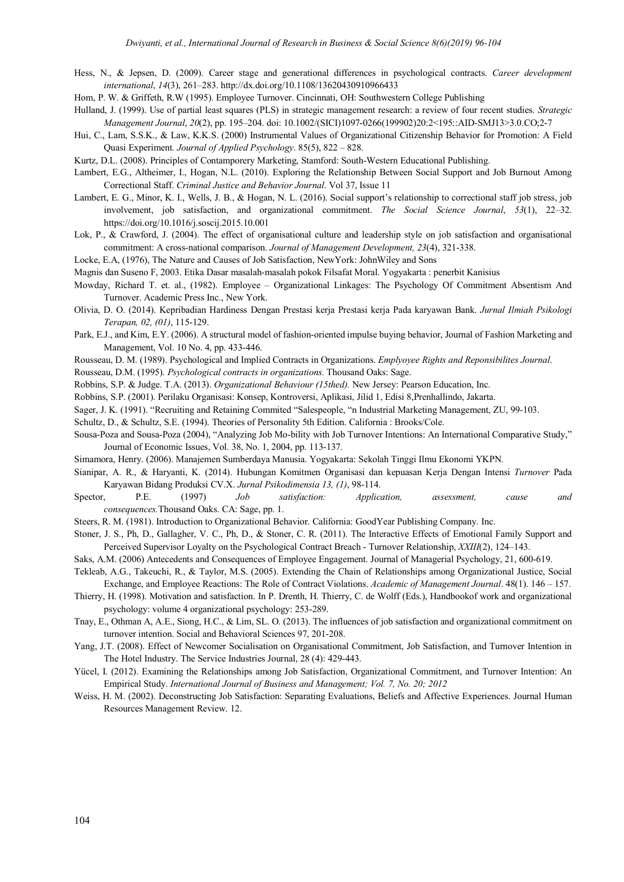Hess, N., & Jepsen, D. (2009). Career stage and generational differences in psychological contracts. *Career development international*, *14*(3), 261–283. http://dx.doi.org/10.1108/13620430910966433

Hom, P. W. & Griffeth, R.W (1995). Employee Turnover. Cincinnati, OH: Southwestern College Publishing

Hulland, J. (1999). Use of partial least squares (PLS) in strategic management research: a review of four recent studies. *Strategic Management Journal*, *20*(2), pp. 195–204. doi: 10.1002/(SICI)1097-0266(199902)20:2<195::AID-SMJ13>3.0.CO;2-7

Hui, C., Lam, S.S.K., & Law, K.K.S. (2000) Instrumental Values of Organizational Citizenship Behavior for Promotion: A Field Quasi Experiment*. Journal of Applied Psychology*. 85(5), 822 – 828.

Kurtz, D.L. (2008). Principles of Contamporery Marketing, Stamford: South-Western Educational Publishing.

Lambert, E.G., Altheimer, I., Hogan, N.L. (2010). Exploring the Relationship Between Social Support and Job Burnout Among Correctional Staff. *Criminal Justice and Behavior Journal*. Vol 37, Issue 11

Lambert, E. G., Minor, K. I., Wells, J. B., & Hogan, N. L. (2016). Social support's relationship to correctional staff job stress, job involvement, job satisfaction, and organizational commitment. *The Social Science Journal*, *53*(1), 22–32. https://doi.org/10.1016/j.soscij.2015.10.001

Lok, P., & Crawford, J. (2004). The effect of organisational culture and leadership style on job satisfaction and organisational commitment: A cross-national comparison. *Journal of Management Development, 23*(4), 321-338.

Locke, E.A, (1976), The Nature and Causes of Job Satisfaction, NewYork: JohnWiley and Sons

Magnis dan Suseno F, 2003. Etika Dasar masalah-masalah pokok Filsafat Moral. Yogyakarta : penerbit Kanisius

Mowday, Richard T. et. al., (1982). Employee – Organizational Linkages: The Psychology Of Commitment Absentism And Turnover. Academic Press Inc., New York.

Olivia, D. O. (2014). Kepribadian Hardiness Dengan Prestasi kerja Prestasi kerja Pada karyawan Bank. *Jurnal Ilmiah Psikologi Terapan, 02, (01)*, 115-129.

Park, E.J., and Kim, E.Y. (2006). A structural model of fashion-oriented impulse buying behavior, Journal of Fashion Marketing and Management, Vol. 10 No. 4, pp. 433-446.

Rousseau, D. M. (1989). Psychological and Implied Contracts in Organizations. *Emplyoyee Rights and Reponsibilites Journal*.

Rousseau, D.M. (1995). *Psychological contracts in organizations.* Thousand Oaks: Sage.

Robbins, S.P. & Judge. T.A. (2013). *Organizational Behaviour (15thed).* New Jersey: Pearson Education, Inc.

Robbins, S.P. (2001). Perilaku Organisasi: Konsep, Kontroversi, Aplikasi, Jilid 1, Edisi 8,Prenhallindo, Jakarta.

Sager, J. K. (1991). "Recruiting and Retaining Commited "Salespeople, "n Industrial Marketing Management, ZU, 99-103.

Schultz, D., & Schultz, S.E. (1994). Theories of Personality 5th Edition. California : Brooks/Cole.

Sousa-Poza and Sousa-Poza (2004), "Analyzing Job Mo-bility with Job Turnover Intentions: An International Comparative Study," Journal of Economic Issues, Vol. 38, No. 1, 2004, pp. 113-137.

Simamora, Henry. (2006). Manajemen Sumberdaya Manusia. Yogyakarta: Sekolah Tinggi Ilmu Ekonomi YKPN.

Sianipar, A. R., & Haryanti, K. (2014). Hubungan Komitmen Organisasi dan kepuasan Kerja Dengan Intensi *Turnover* Pada Karyawan Bidang Produksi CV.X. *Jurnal Psikodimensia 13, (1)*, 98-114.

Spector, P.E. (1997) *Job satisfaction: Application, assessment, cause and consequences.*Thousand Oaks. CA: Sage, pp. 1.

Steers, R. M. (1981). Introduction to Organizational Behavior. California: GoodYear Publishing Company. Inc.

Stoner, J. S., Ph, D., Gallagher, V. C., Ph, D., & Stoner, C. R. (2011). The Interactive Effects of Emotional Family Support and Perceived Supervisor Loyalty on the Psychological Contract Breach - Turnover Relationship, *XXIII*(2), 124–143.

Saks, A.M. (2006) Antecedents and Consequences of Employee Engagement. Journal of Managerial Psychology, 21, 600-619.

Tekleab, A.G., Takeuchi, R., & Taylor, M.S. (2005). Extending the Chain of Relationships among Organizational Justice, Social Exchange, and Employee Reactions: The Role of Contract Violations. *Academic of Management Journal*. 48(1). 146 – 157.

Thierry, H. (1998). Motivation and satisfaction. In P. Drenth, H. Thierry, C. de Wolff (Eds.), Handbookof work and organizational psychology: volume 4 organizational psychology: 253-289.

Tnay, E., Othman A, A.E., Siong, H.C., & Lim, SL. O. (2013). The influences of job satisfaction and organizational commitment on turnover intention. Social and Behavioral Sciences 97, 201-208.

Yang, J.T. (2008). Effect of Newcomer Socialisation on Organisational Commitment, Job Satisfaction, and Turnover Intention in The Hotel Industry. The Service Industries Journal, 28 (4): 429-443.

Yücel, I. (2012). Examining the Relationships among Job Satisfaction, Organizational Commitment, and Turnover Intention: An Empirical Study. *International Journal of Business and Management; Vol. 7, No. 20; 2012*

Weiss, H. M. (2002). Deconstructing Job Satisfaction: Separating Evaluations, Beliefs and Affective Experiences. Journal Human Resources Management Review. 12.